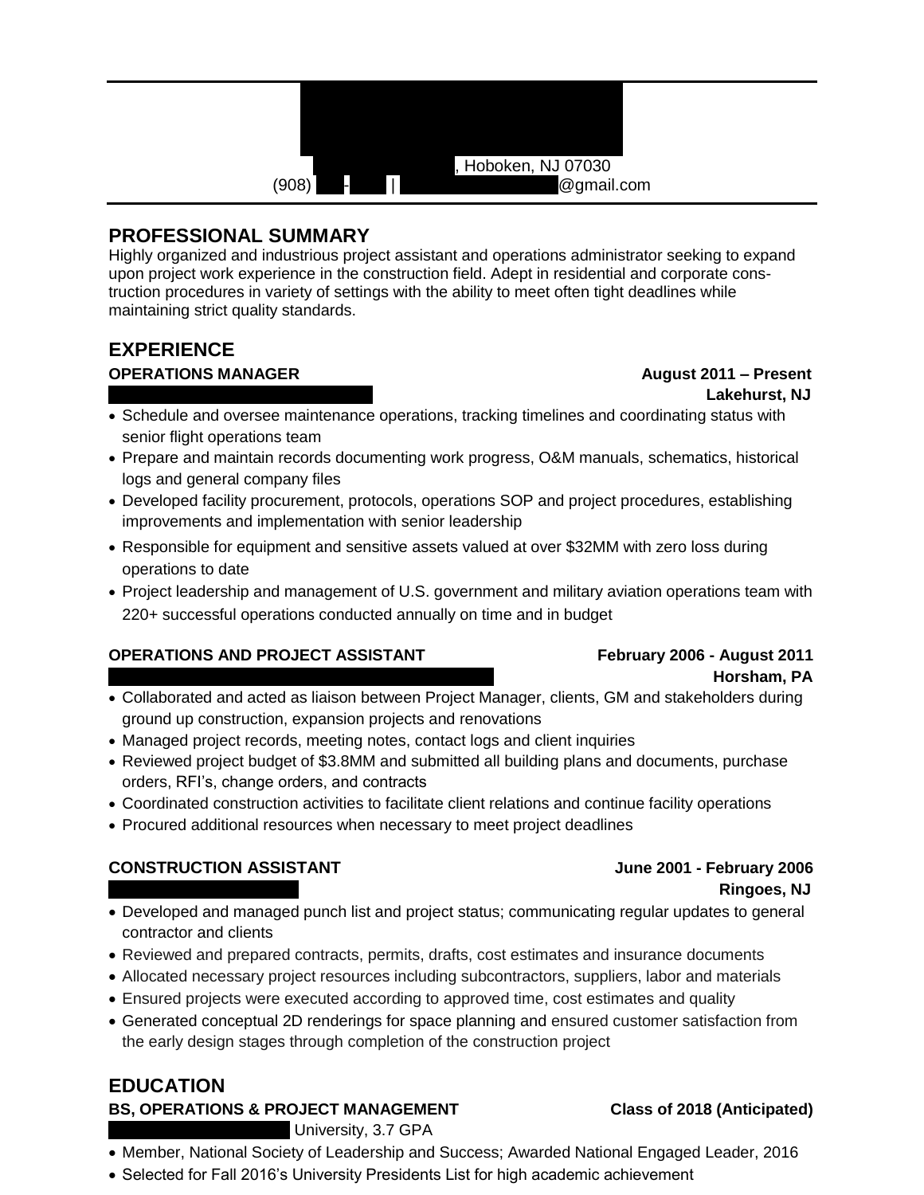, Hoboken, NJ 07030

(908) - | @gmail.com

## PROFESSIONAL SUMMARY

Highly organized and industrious project assistant and operations administrator seeking to expand upon project work experience in the construction field. Adept in residential and corporate construction procedures in variety of settings with the ability to meet often tight deadlines while maintaining strict quality standards.

## EXPERIENCE

**OPERATIONS MANAGER** **August 2011 – Present**

**Lakehurst, NJ**

- Schedule and oversee maintenance operations, tracking timelines and coordinating status with senior flight operations team
- Prepare and maintain records documenting work progress, O&M manuals, schematics, historical logs and general company files
- Developed facility procurement, protocols, operations SOP and project procedures, establishing improvements and implementation with senior leadership
- Responsible for equipment and sensitive assets valued at over $32MM with zero loss during operations to date
- Project leadership and management of U.S. government and military aviation operations team with 220+ successful operations conducted annually on time and in budget

**OPERATIONS AND PROJECT ASSISTANT** **February 2006 - August 2011**

**Horsham, PA**

- Collaborated and acted as liaison between Project Manager, clients, GM and stakeholders during ground up construction, expansion projects and renovations
- Managed project records, meeting notes, contact logs and client inquiries
- Reviewed project budget of $3.8MM and submitted all building plans and documents, purchase orders, RFI's, change orders, and contracts
- Coordinated construction activities to facilitate client relations and continue facility operations
- Procured additional resources when necessary to meet project deadlines

**CONSTRUCTION ASSISTANT** **June 2001 - February 2006**

**Ringoes, NJ**

- Developed and managed punch list and project status; communicating regular updates to general contractor and clients
- Reviewed and prepared contracts, permits, drafts, cost estimates and insurance documents
- Allocated necessary project resources including subcontractors, suppliers, labor and materials
- Ensured projects were executed according to approved time, cost estimates and quality
- Generated conceptual 2D renderings for space planning and ensured customer satisfaction from the early design stages through completion of the construction project

## EDUCATION

**BS, OPERATIONS & PROJECT MANAGEMENT** **Class of 2018 (Anticipated)**

University, 3.7 GPA

- Member, National Society of Leadership and Success; Awarded National Engaged Leader, 2016
- Selected for Fall 2016's University Presidents List for high academic achievement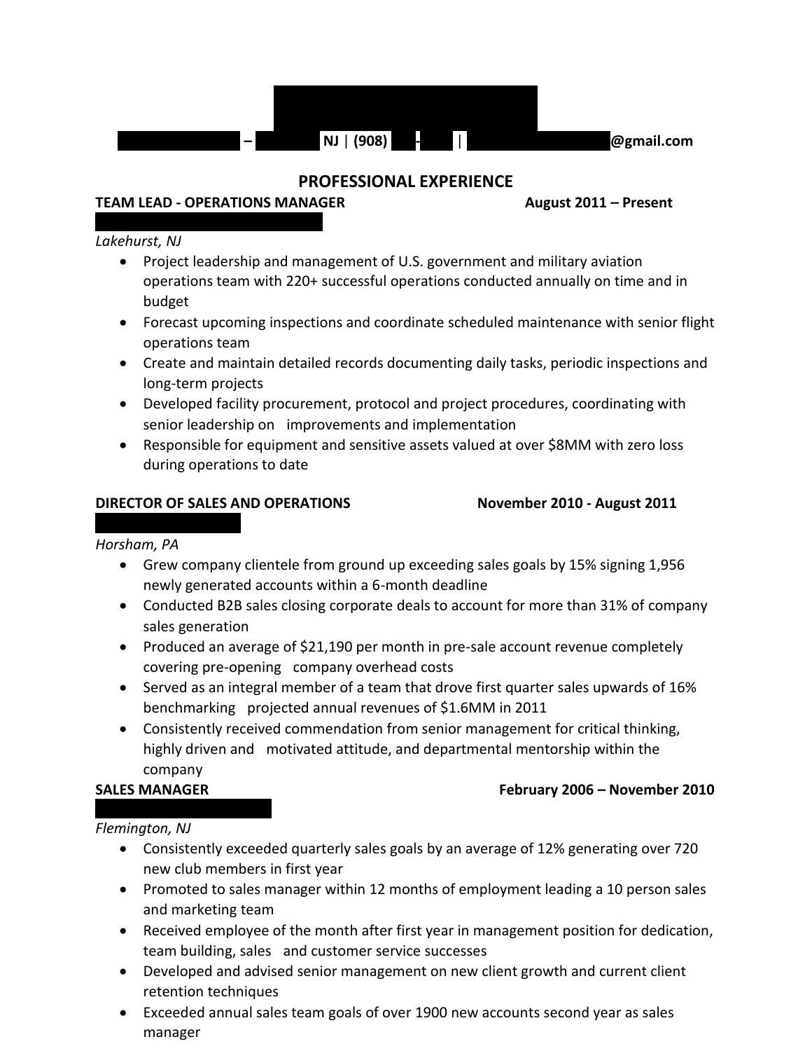**– NJ | (908) – | @gmail.com**

## PROFESSIONAL EXPERIENCE

**TEAM LEAD - OPERATIONS MANAGER** **August 2011 – Present**

*Lakehurst, NJ*

- Project leadership and management of U.S. government and military aviation operations team with 220+ successful operations conducted annually on time and in budget
- Forecast upcoming inspections and coordinate scheduled maintenance with senior flight operations team
- Create and maintain detailed records documenting daily tasks, periodic inspections and long-term projects
- Developed facility procurement, protocol and project procedures, coordinating with senior leadership on improvements and implementation
- Responsible for equipment and sensitive assets valued at over $8MM with zero loss during operations to date

**DIRECTOR OF SALES AND OPERATIONS** **November 2010 - August 2011**

*Horsham, PA*

- Grew company clientele from ground up exceeding sales goals by 15% signing 1,956 newly generated accounts within a 6-month deadline
- Conducted B2B sales closing corporate deals to account for more than 31% of company sales generation
- Produced an average of $21,190 per month in pre-sale account revenue completely covering pre-opening company overhead costs
- Served as an integral member of a team that drove first quarter sales upwards of 16% benchmarking projected annual revenues of $1.6MM in 2011
- Consistently received commendation from senior management for critical thinking, highly driven and motivated attitude, and departmental mentorship within the company

**SALES MANAGER** **February 2006 – November 2010**

*Flemington, NJ*

- Consistently exceeded quarterly sales goals by an average of 12% generating over 720 new club members in first year
- Promoted to sales manager within 12 months of employment leading a 10 person sales and marketing team
- Received employee of the month after first year in management position for dedication, team building, sales and customer service successes
- Developed and advised senior management on new client growth and current client retention techniques
- Exceeded annual sales team goals of over 1900 new accounts second year as sales manager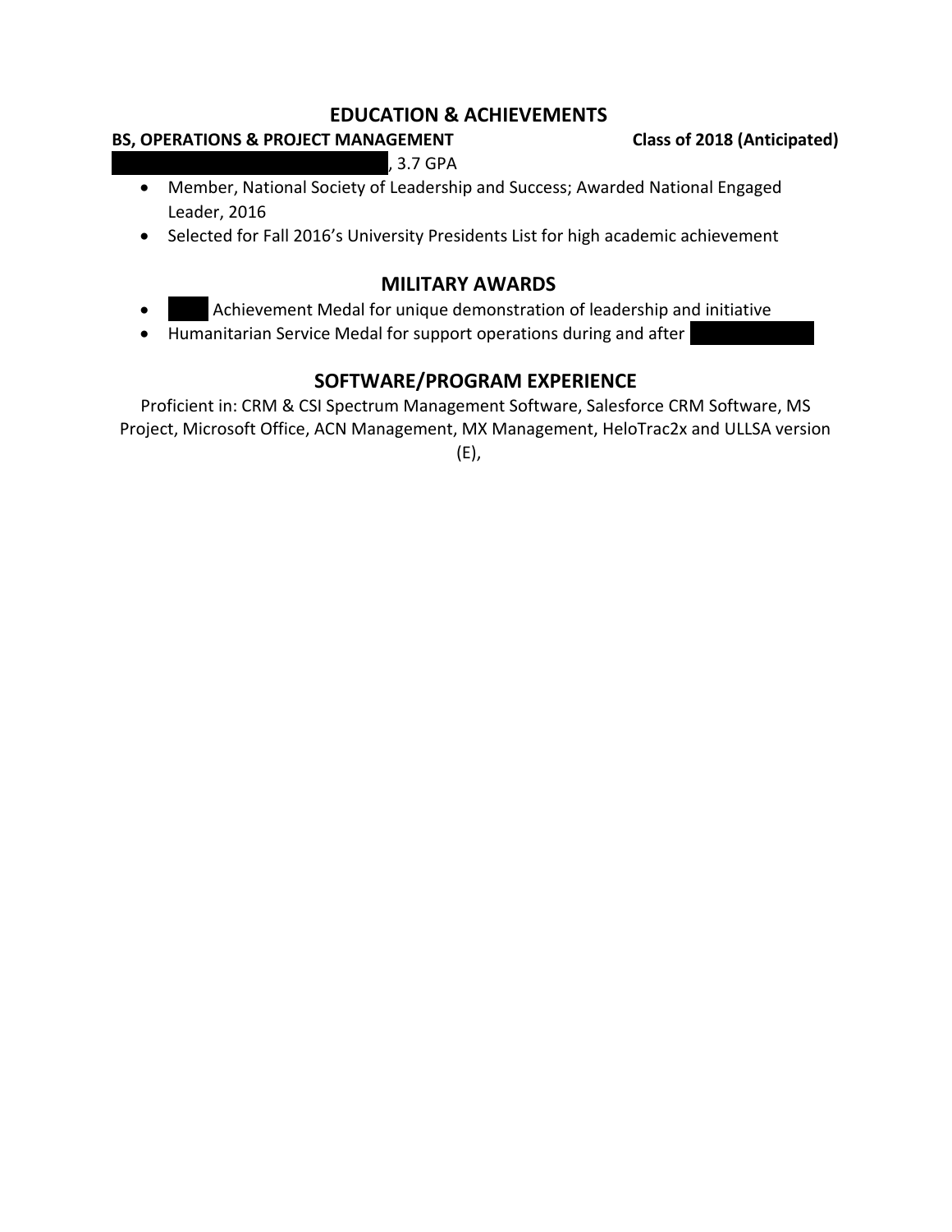## EDUCATION & ACHIEVEMENTS

**BS, OPERATIONS & PROJECT MANAGEMENT** **Class of 2018 (Anticipated)**

, 3.7 GPA

- Member, National Society of Leadership and Success; Awarded National Engaged Leader, 2016
- Selected for Fall 2016's University Presidents List for high academic achievement

## MILITARY AWARDS

- Achievement Medal for unique demonstration of leadership and initiative
- Humanitarian Service Medal for support operations during and after

## SOFTWARE/PROGRAM EXPERIENCE

Proficient in: CRM & CSI Spectrum Management Software, Salesforce CRM Software, MS Project, Microsoft Office, ACN Management, MX Management, HeloTrac2x and ULLSA version (E),